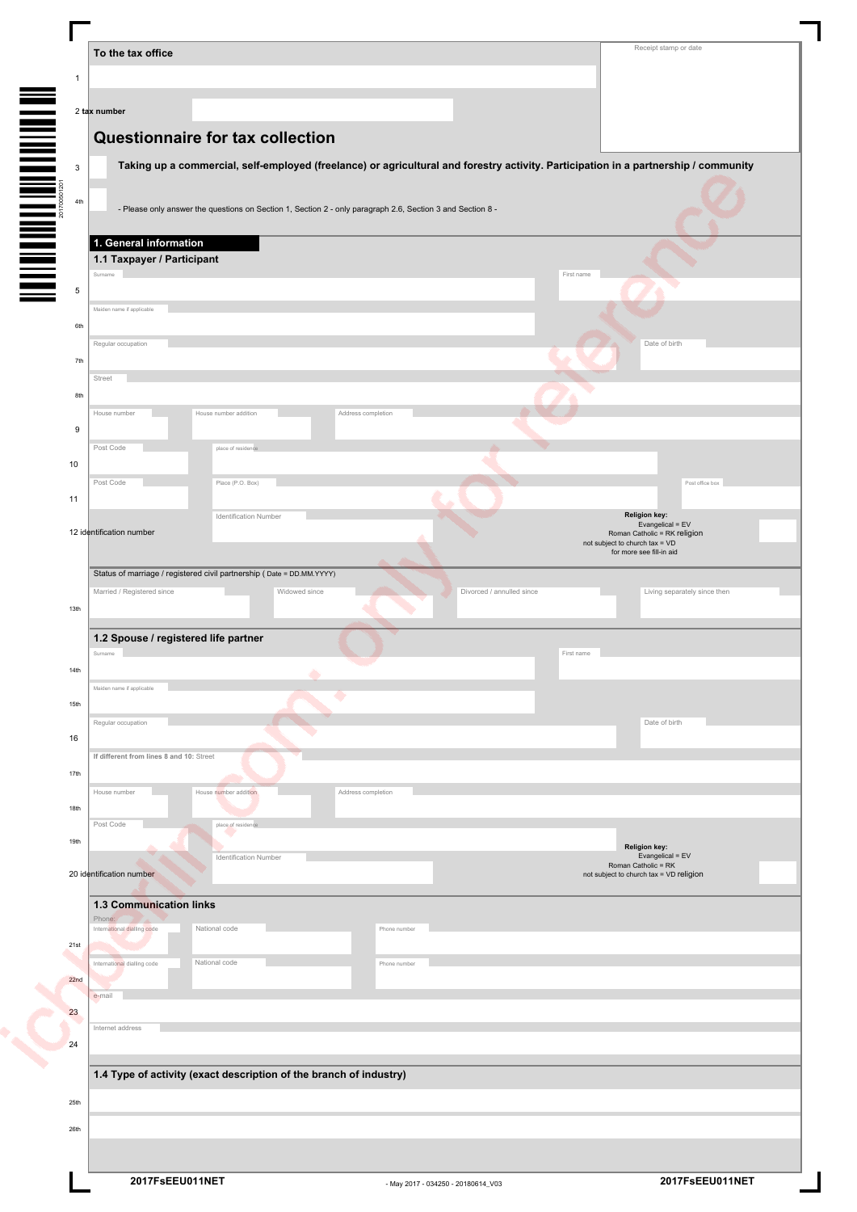**To the tax office**

Receipt stamp or date

1

2 tax number

## Questionnaire for tax collection

3 **Taking up a commercial, self-employed (freelance) or agricultural and forestry activity. Participation in a partnership / community**

4th - Please only answer the questions on Section 1, Section 2 - only paragraph 2.6, Section 3 and Section 8 -

### 1. General information

#### 1.1 Taxpayer / Participant

5 Surname | First name

6th Maiden name if applicable

7th Regular occupation | Date of birth

8th Street

9 House number | House number addition | Address completion

10 Post Code | place of residence

11 Post Code | Place (P.O. Box) | Post office box

12 identification number | Identification Number

Religion key:
Evangelical = EV
Roman Catholic = RK religion
not subject to church tax = VD
for more see fill-in aid

Status of marriage / registered civil partnership ( Date = DD.MM.YYYY)

13th Married / Registered since | Widowed since | Divorced / annulled since | Living separately since then

#### 1.2 Spouse / registered life partner

14th Surname | First name

15th Maiden name if applicable

16 Regular occupation | Date of birth

17th **If different from lines 8 and 10:** Street

18th House number | House number addition | Address completion

19th Post Code | place of residence

20 identification number | Identification Number

Religion key:
Evangelical = EV
Roman Catholic = RK
not subject to church tax = VD religion

#### 1.3 Communication links

Phone:

21st International dialling code | National code | Phone number

22nd International dialling code | National code | Phone number

23 e-mail

24 Internet address

#### 1.4 Type of activity (exact description of the branch of industry)

25th

26th

2017FsEEU011NET

- May 2017 - 034250 - 20180614_V03

2017FsEEU011NET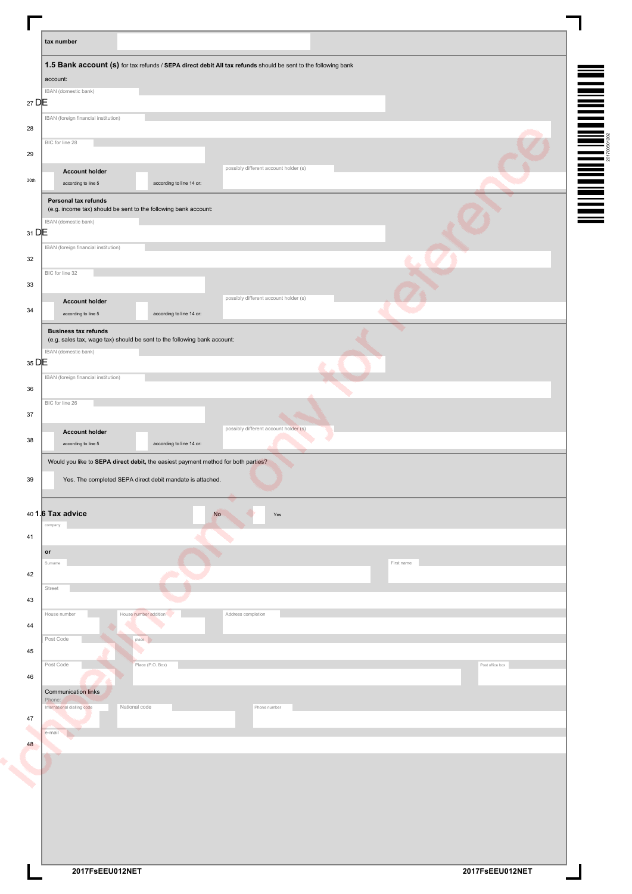tax number

## 1.5 Bank account (s) for tax refunds / **SEPA direct debit All tax refunds** should be sent to the following bank account:

IBAN (domestic bank)

27 DE

IBAN (foreign financial institution)

28

BIC for line 28

29

**Account holder**

30th according to line 5 | according to line 14 or: | possibly different account holder (s)

**Personal tax refunds**
(e.g. income tax) should be sent to the following bank account:

IBAN (domestic bank)

31 DE

IBAN (foreign financial institution)

32

BIC for line 32

33

**Account holder**

34 according to line 5 | according to line 14 or: | possibly different account holder (s)

**Business tax refunds**
(e.g. sales tax, wage tax) should be sent to the following bank account:

IBAN (domestic bank)

35 DE

IBAN (foreign financial institution)

36

BIC for line 26

37

**Account holder**

38 according to line 5 | according to line 14 or: | possibly different account holder (s)

Would you like to **SEPA direct debit,** the easiest payment method for both parties?

39 Yes. The completed SEPA direct debit mandate is attached.

## 40 1.6 Tax advice

No | Yes

company

41

or

Surname | First name

42

Street

43

House number | House number addition | Address completion

44

Post Code | place

45

Post Code | Place (P.O. Box) | Post office box

46

Communication links

Phone:
International dialling code | National code | Phone number

47

e-mail

48

2017FsEEU012NET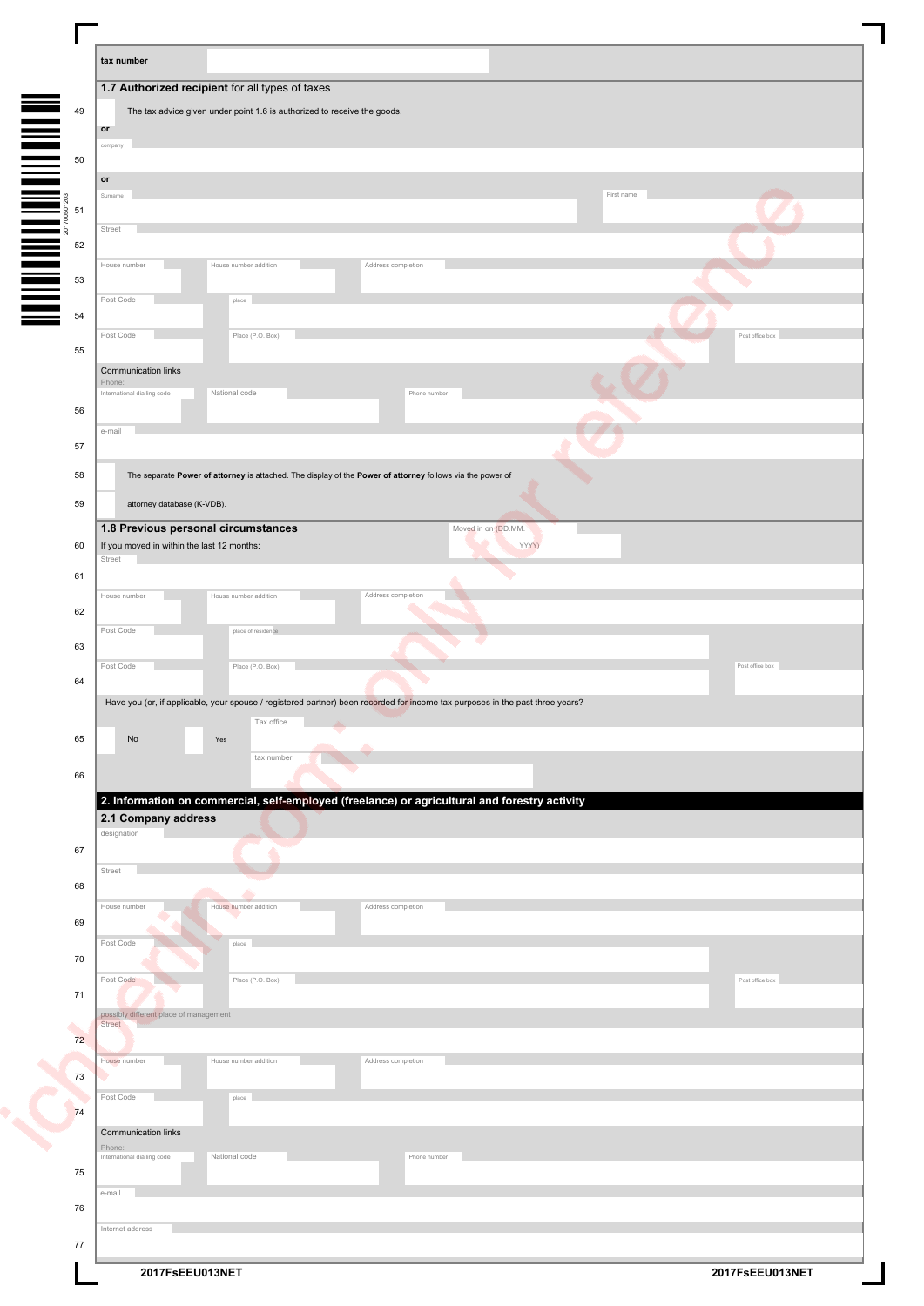tax number

### 1.7 Authorized recipient for all types of taxes

49 The tax advice given under point 1.6 is authorized to receive the goods.

**or**

50 company

**or**

51 Surname | First name

52 Street

53 House number | House number addition | Address completion

54 Post Code | place

55 Post Code | Place (P.O. Box) | Post office box

Communication links

Phone:

56 International dialling code | National code | Phone number

57 e-mail

58 The separate **Power of attorney** is attached. The display of the **Power of attorney** follows via the power of

59 attorney database (K-VDB).

### 1.8 Previous personal circumstances

60 If you moved in within the last 12 months: Moved in on (DD.MM.YYYY)

61 Street

62 House number | House number addition | Address completion

63 Post Code | place of residence

64 Post Code | Place (P.O. Box) | Post office box

Have you (or, if applicable, your spouse / registered partner) been recorded for income tax purposes in the past three years?

65 No | Yes | Tax office

66 tax number

## 2. Information on commercial, self-employed (freelance) or agricultural and forestry activity

### 2.1 Company address

67 designation

68 Street

69 House number | House number addition | Address completion

70 Post Code | place

71 Post Code | Place (P.O. Box) | Post office box

possibly different place of management

72 Street

73 House number | House number addition | Address completion

74 Post Code | place

Communication links

Phone:

75 International dialling code | National code | Phone number

76 e-mail

77 Internet address

2017FsEEU013NET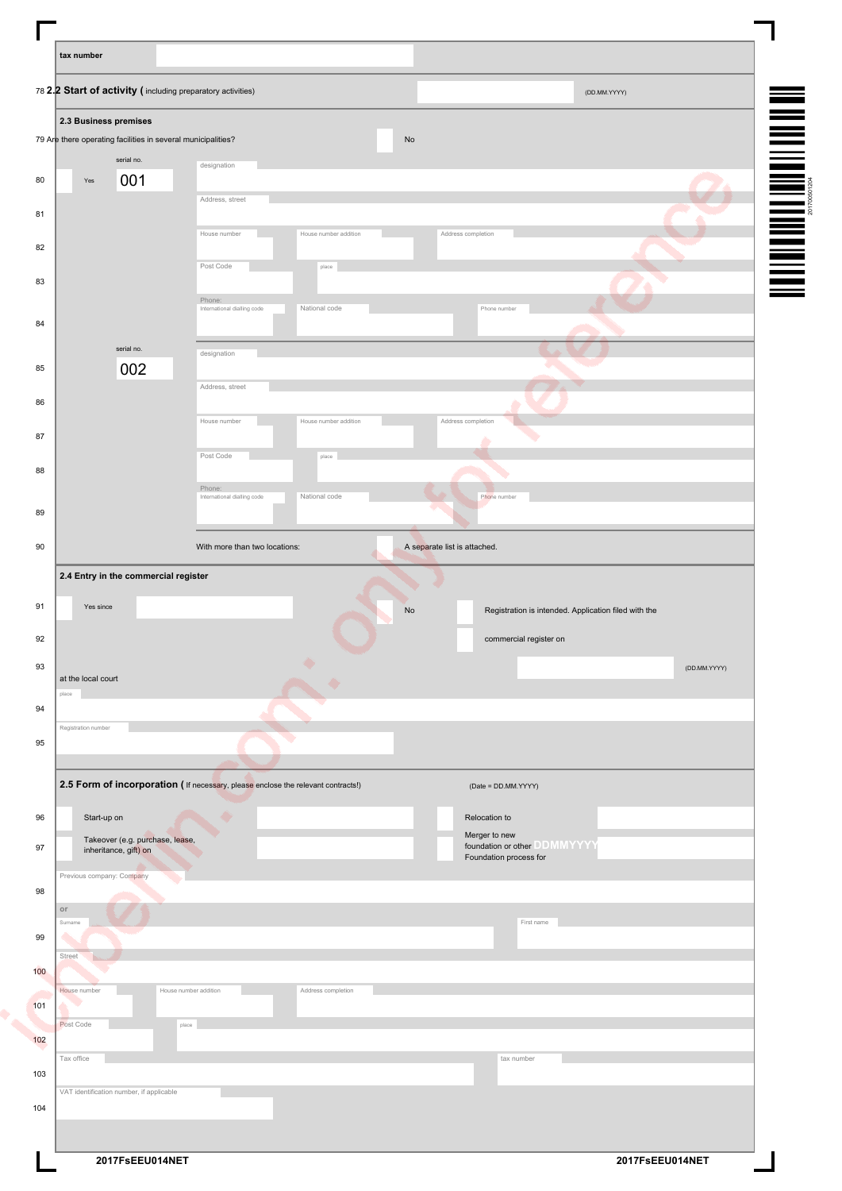tax number

78 **2.2 Start of activity** (including preparatory activities) (DD.MM.YYYY)

### 2.3 Business premises

79 Are there operating facilities in several municipalities? No

80 Yes serial no. 001 designation

81 Address, street

82 House number | House number addition | Address completion

83 Post Code | place

84 Phone: International dialling code | National code | Phone number

85 serial no. 002 designation

86 Address, street

87 House number | House number addition | Address completion

88 Post Code | place

89 Phone: International dialling code | National code | Phone number

90 With more than two locations: A separate list is attached.

### 2.4 Entry in the commercial register

91 Yes since | No | Registration is intended. Application filed with the

92 commercial register on

93 at the local court (DD.MM.YYYY)

94 place

95 Registration number

### 2.5 Form of incorporation (If necessary, please enclose the relevant contracts!) (Date = DD.MM.YYYY)

96 Start-up on | Relocation to

97 Takeover (e.g. purchase, lease, inheritance, gift) on | Merger to new foundation or other Foundation process for DDMMYYYY

98 Previous company: Company

or

99 Surname | First name

100 Street

101 House number | House number addition | Address completion

102 Post Code | place

103 Tax office | tax number

104 VAT identification number, if applicable

2017FsEEU014NET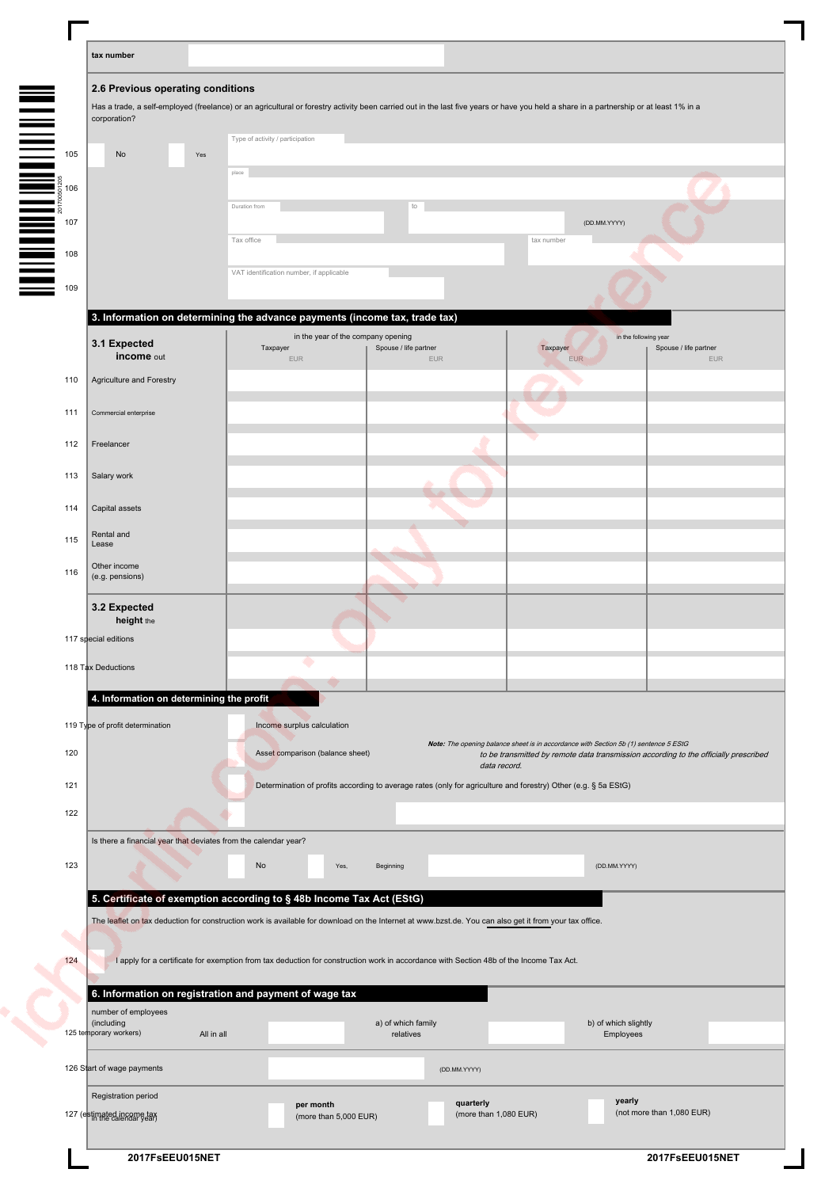tax number

## 2.6 Previous operating conditions

Has a trade, a self-employed (freelance) or an agricultural or forestry activity been carried out in the last five years or have you held a share in a partnership or at least 1% in a corporation?

105 No Yes — Type of activity / participation

106 place

107 Duration from — to — (DD.MM.YYYY)

108 Tax office — tax number

109 VAT identification number, if applicable

## 3. Information on determining the advance payments (income tax, trade tax)

| 3.1 Expected income out | in the year of the company opening | | in the following year | |
|---|---|---|---|---|
| | Taxpayer EUR | Spouse / life partner EUR | Taxpayer EUR | Spouse / life partner EUR |
| 110 Agriculture and Forestry | | | | |
| 111 Commercial enterprise | | | | |
| 112 Freelancer | | | | |
| 113 Salary work | | | | |
| 114 Capital assets | | | | |
| 115 Rental and Lease | | | | |
| 116 Other income (e.g. pensions) | | | | |
| **3.2 Expected height** the | | | | |
| 117 special editions | | | | |
| 118 Tax Deductions | | | | |

## 4. Information on determining the profit

119 Type of profit determination — Income surplus calculation

120 Asset comparison (balance sheet)

***Note:*** *The opening balance sheet is in accordance with Section 5b (1) sentence 5 EStG to be transmitted by remote data transmission according to the officially prescribed data record.*

121 Determination of profits according to average rates (only for agriculture and forestry) Other (e.g. § 5a EStG)

122

Is there a financial year that deviates from the calendar year?

123 No — Yes, Beginning — (DD.MM.YYYY)

## 5. Certificate of exemption according to § 48b Income Tax Act (EStG)

The leaflet on tax deduction for construction work is available for download on the Internet at www.bzst.de. You can also get it from your tax office.

124 I apply for a certificate for exemption from tax deduction for construction work in accordance with Section 48b of the Income Tax Act.

## 6. Information on registration and payment of wage tax

125 number of employees (including temporary workers) — All in all — a) of which family relatives — b) of which slightly Employees

126 Start of wage payments — (DD.MM.YYYY)

127 Registration period (estimated income tax in the calendar year) — **per month** (more than 5,000 EUR) — **quarterly** (more than 1,080 EUR) — **yearly** (not more than 1,080 EUR)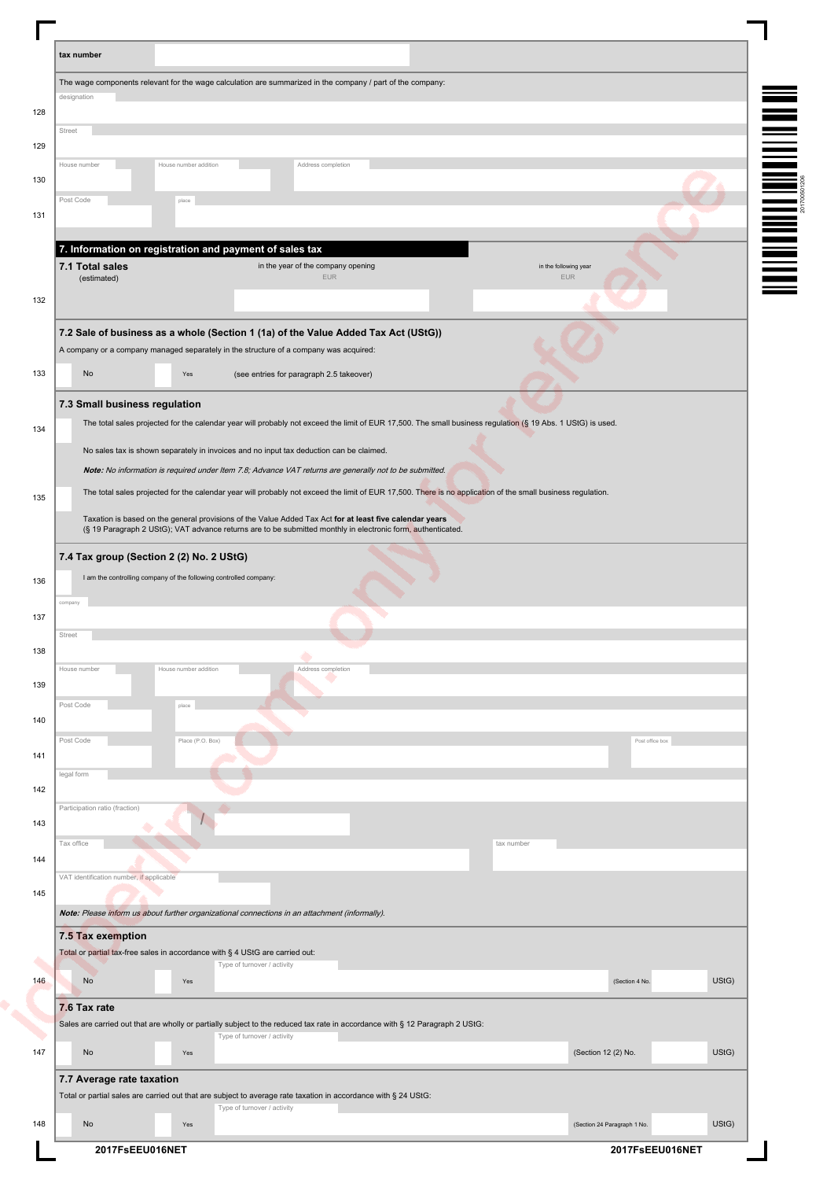tax number

The wage components relevant for the wage calculation are summarized in the company / part of the company:

128 designation

129 Street

130 House number | House number addition | Address completion

131 Post Code | place

## 7. Information on registration and payment of sales tax

### 7.1 Total sales (estimated)

| | in the year of the company opening EUR | in the following year EUR |
|---|---|---|
| 132 | | |

### 7.2 Sale of business as a whole (Section 1 (1a) of the Value Added Tax Act (UStG))

A company or a company managed separately in the structure of a company was acquired:

133 No | Yes (see entries for paragraph 2.5 takeover)

### 7.3 Small business regulation

134 The total sales projected for the calendar year will probably not exceed the limit of EUR 17,500. The small business regulation (§ 19 Abs. 1 UStG) is used.

No sales tax is shown separately in invoices and no input tax deduction can be claimed.

***Note:** No information is required under Item 7.8; Advance VAT returns are generally not to be submitted.*

135 The total sales projected for the calendar year will probably not exceed the limit of EUR 17,500. There is no application of the small business regulation.

Taxation is based on the general provisions of the Value Added Tax Act **for at least five calendar years** (§ 19 Paragraph 2 UStG); VAT advance returns are to be submitted monthly in electronic form, authenticated.

### 7.4 Tax group (Section 2 (2) No. 2 UStG)

136 I am the controlling company of the following controlled company:

137 company

138 Street

139 House number | House number addition | Address completion

140 Post Code | place

141 Post Code | Place (P.O. Box) | Post office box

142 legal form

143 Participation ratio (fraction) /

144 Tax office | tax number

145 VAT identification number, if applicable

***Note:** Please inform us about further organizational connections in an attachment (informally).*

### 7.5 Tax exemption

Total or partial tax-free sales in accordance with § 4 UStG are carried out:

146 No | Yes | Type of turnover / activity | (Section 4 No. UStG)

### 7.6 Tax rate

Sales are carried out that are wholly or partially subject to the reduced tax rate in accordance with § 12 Paragraph 2 UStG:

147 No | Yes | Type of turnover / activity | (Section 12 (2) No. UStG)

### 7.7 Average rate taxation

Total or partial sales are carried out that are subject to average rate taxation in accordance with § 24 UStG:

148 No | Yes | Type of turnover / activity | (Section 24 Paragraph 1 No. UStG)

2017FsEEU016NET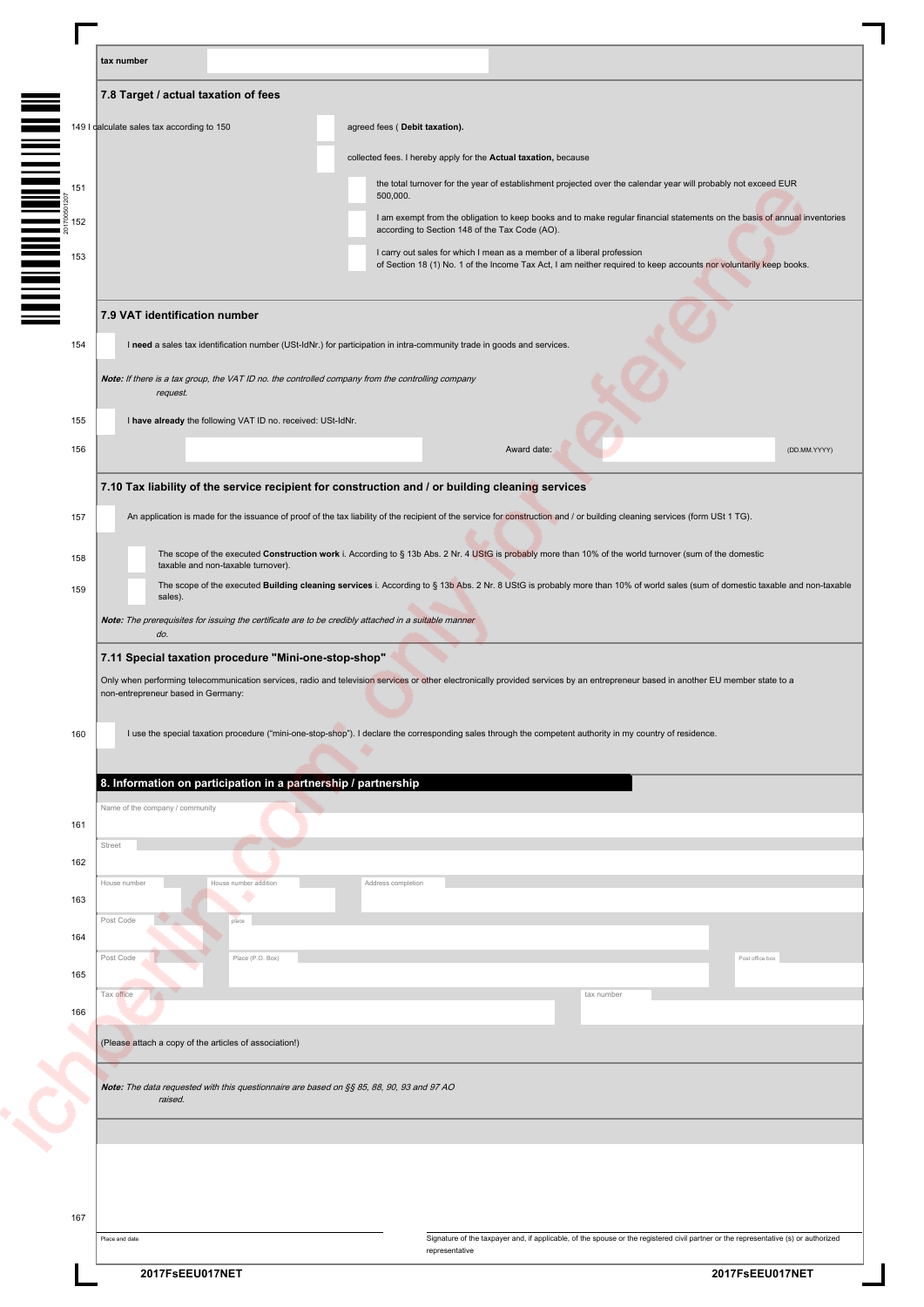tax number

### 7.8 Target / actual taxation of fees

149 I calculate sales tax according to 150 ☐ agreed fees ( **Debit taxation).**

☐ collected fees. I hereby apply for the **Actual taxation,** because

151 ☐ the total turnover for the year of establishment projected over the calendar year will probably not exceed EUR 500,000.

152 ☐ I am exempt from the obligation to keep books and to make regular financial statements on the basis of annual inventories according to Section 148 of the Tax Code (AO).

153 ☐ I carry out sales for which I mean as a member of a liberal profession of Section 18 (1) No. 1 of the Income Tax Act, I am neither required to keep accounts nor voluntarily keep books.

### 7.9 VAT identification number

154 ☐ I **need** a sales tax identification number (USt-IdNr.) for participation in intra-community trade in goods and services.

***Note:*** *If there is a tax group, the VAT ID no. the controlled company from the controlling company request.*

155 ☐ I **have already** the following VAT ID no. received: USt-IdNr.

156 Award date: (DD.MM.YYYY)

### 7.10 Tax liability of the service recipient for construction and / or building cleaning services

157 ☐ An application is made for the issuance of proof of the tax liability of the recipient of the service for construction and / or building cleaning services (form USt 1 TG).

158 ☐ The scope of the executed **Construction work** i. According to § 13b Abs. 2 Nr. 4 UStG is probably more than 10% of the world turnover (sum of the domestic taxable and non-taxable turnover).

159 ☐ The scope of the executed **Building cleaning services** i. According to § 13b Abs. 2 Nr. 8 UStG is probably more than 10% of world sales (sum of domestic taxable and non-taxable sales).

***Note:*** *The prerequisites for issuing the certificate are to be credibly attached in a suitable manner do.*

### 7.11 Special taxation procedure "Mini-one-stop-shop"

Only when performing telecommunication services, radio and television services or other electronically provided services by an entrepreneur based in another EU member state to a non-entrepreneur based in Germany:

160 ☐ I use the special taxation procedure ("mini-one-stop-shop"). I declare the corresponding sales through the competent authority in my country of residence.

## 8. Information on participation in a partnership / partnership

161 Name of the company / community

162 Street

163 House number | House number addition | Address completion

164 Post Code | place

165 Post Code | Place (P.O. Box) | Post office box

166 Tax office | tax number

(Please attach a copy of the articles of association!)

***Note:*** *The data requested with this questionnaire are based on §§ 85, 88, 90, 93 and 97 AO raised.*

167 Place and date | Signature of the taxpayer and, if applicable, of the spouse or the registered civil partner or the representative (s) or authorized representative

2017FsEEU017NET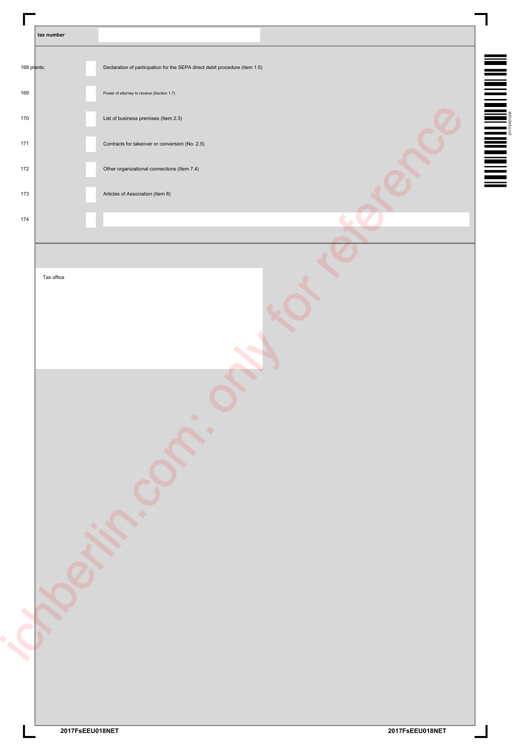**tax number**

| | | |
|---|---|---|
| 168 | plants: | Declaration of participation for the SEPA direct debit procedure (Item 1.5) |
| 169 | | Power of attorney to receive (Section 1.7) |
| 170 | | List of business premises (Item 2.3) |
| 171 | | Contracts for takeover or conversion (No. 2.5) |
| 172 | | Other organizational connections (Item 7.4) |
| 173 | | Articles of Association (Item 8) |
| 174 | | |

Tax office

2017FsEEU018NET

2017FsEEU018NET